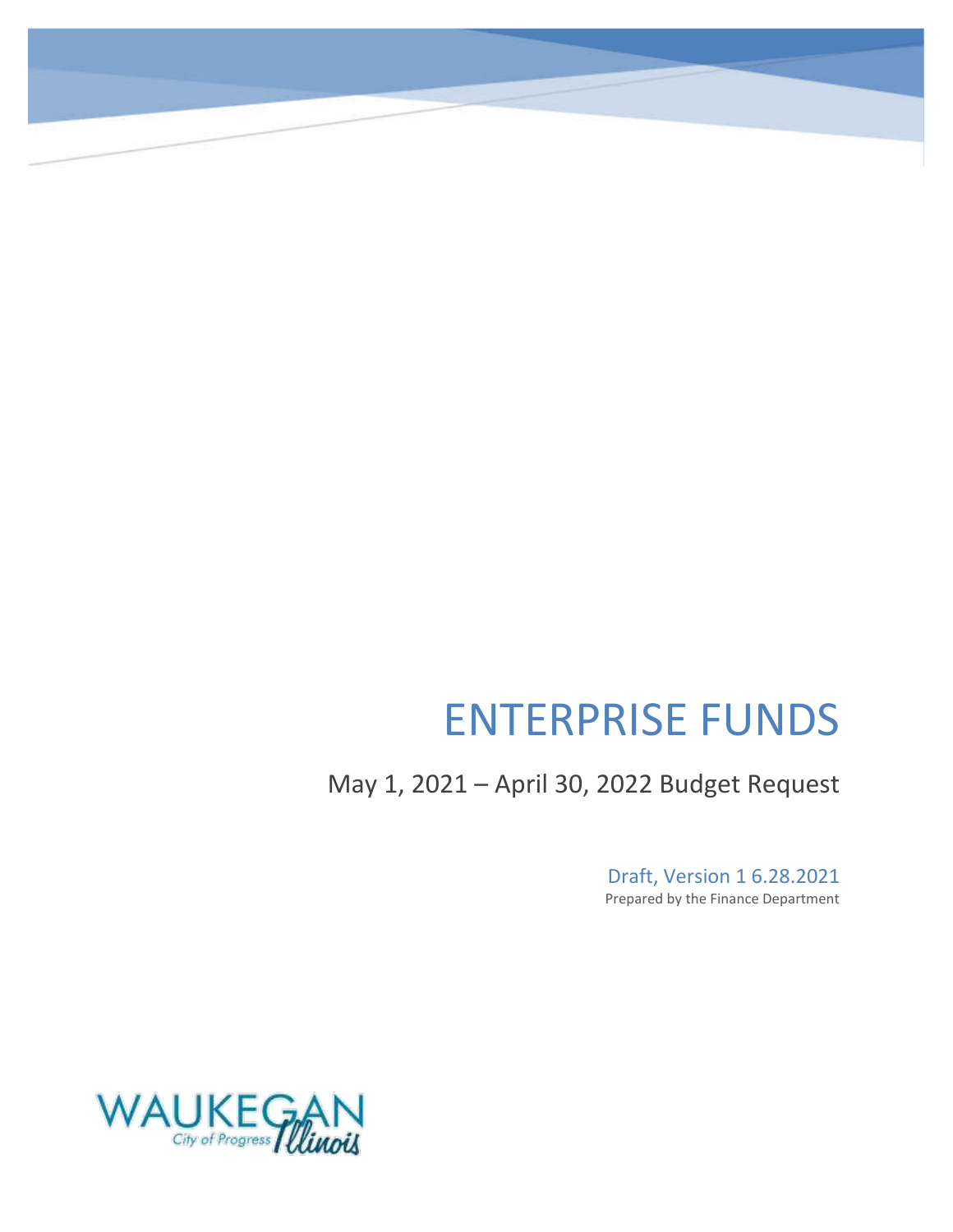# ENTERPRISE FUNDS

## May 1, 2021 – April 30, 2022 Budget Request

Draft, Version 1 6.28.2021

Prepared by the Finance Department

WAUKEGAN City of Progress Illinois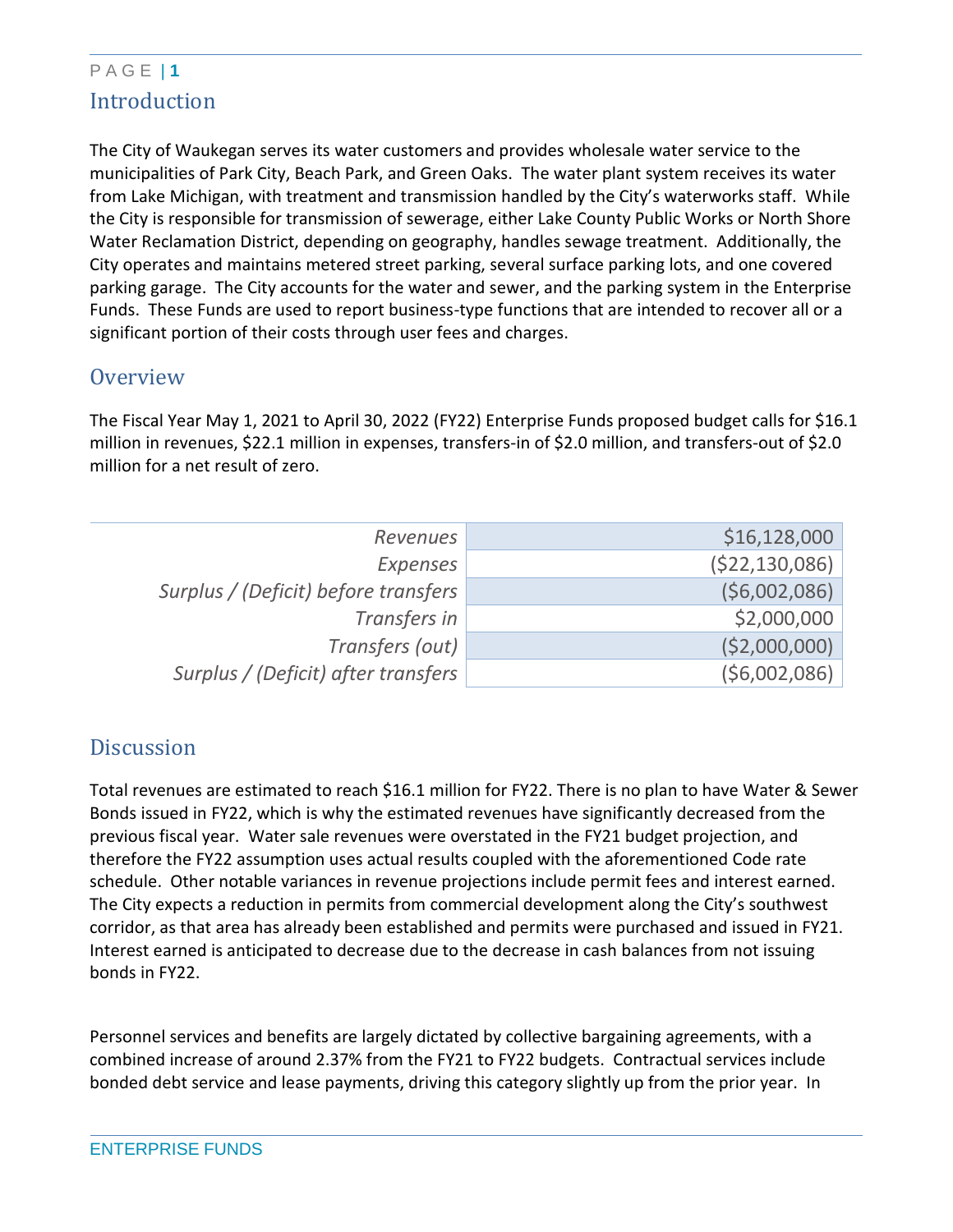## Introduction

The City of Waukegan serves its water customers and provides wholesale water service to the municipalities of Park City, Beach Park, and Green Oaks. The water plant system receives its water from Lake Michigan, with treatment and transmission handled by the City's waterworks staff. While the City is responsible for transmission of sewerage, either Lake County Public Works or North Shore Water Reclamation District, depending on geography, handles sewage treatment. Additionally, the City operates and maintains metered street parking, several surface parking lots, and one covered parking garage. The City accounts for the water and sewer, and the parking system in the Enterprise Funds. These Funds are used to report business-type functions that are intended to recover all or a significant portion of their costs through user fees and charges.

## Overview

The Fiscal Year May 1, 2021 to April 30, 2022 (FY22) Enterprise Funds proposed budget calls for $16.1 million in revenues, $22.1 million in expenses, transfers-in of $2.0 million, and transfers-out of $2.0 million for a net result of zero.

| | |
|---|---|
| *Revenues* | $16,128,000 |
| *Expenses* | ($22,130,086) |
| *Surplus / (Deficit) before transfers* | ($6,002,086) |
| *Transfers in* | $2,000,000 |
| *Transfers (out)* | ($2,000,000) |
| *Surplus / (Deficit) after transfers* | ($6,002,086) |

## Discussion

Total revenues are estimated to reach $16.1 million for FY22. There is no plan to have Water & Sewer Bonds issued in FY22, which is why the estimated revenues have significantly decreased from the previous fiscal year. Water sale revenues were overstated in the FY21 budget projection, and therefore the FY22 assumption uses actual results coupled with the aforementioned Code rate schedule. Other notable variances in revenue projections include permit fees and interest earned. The City expects a reduction in permits from commercial development along the City's southwest corridor, as that area has already been established and permits were purchased and issued in FY21. Interest earned is anticipated to decrease due to the decrease in cash balances from not issuing bonds in FY22.

Personnel services and benefits are largely dictated by collective bargaining agreements, with a combined increase of around 2.37% from the FY21 to FY22 budgets. Contractual services include bonded debt service and lease payments, driving this category slightly up from the prior year. In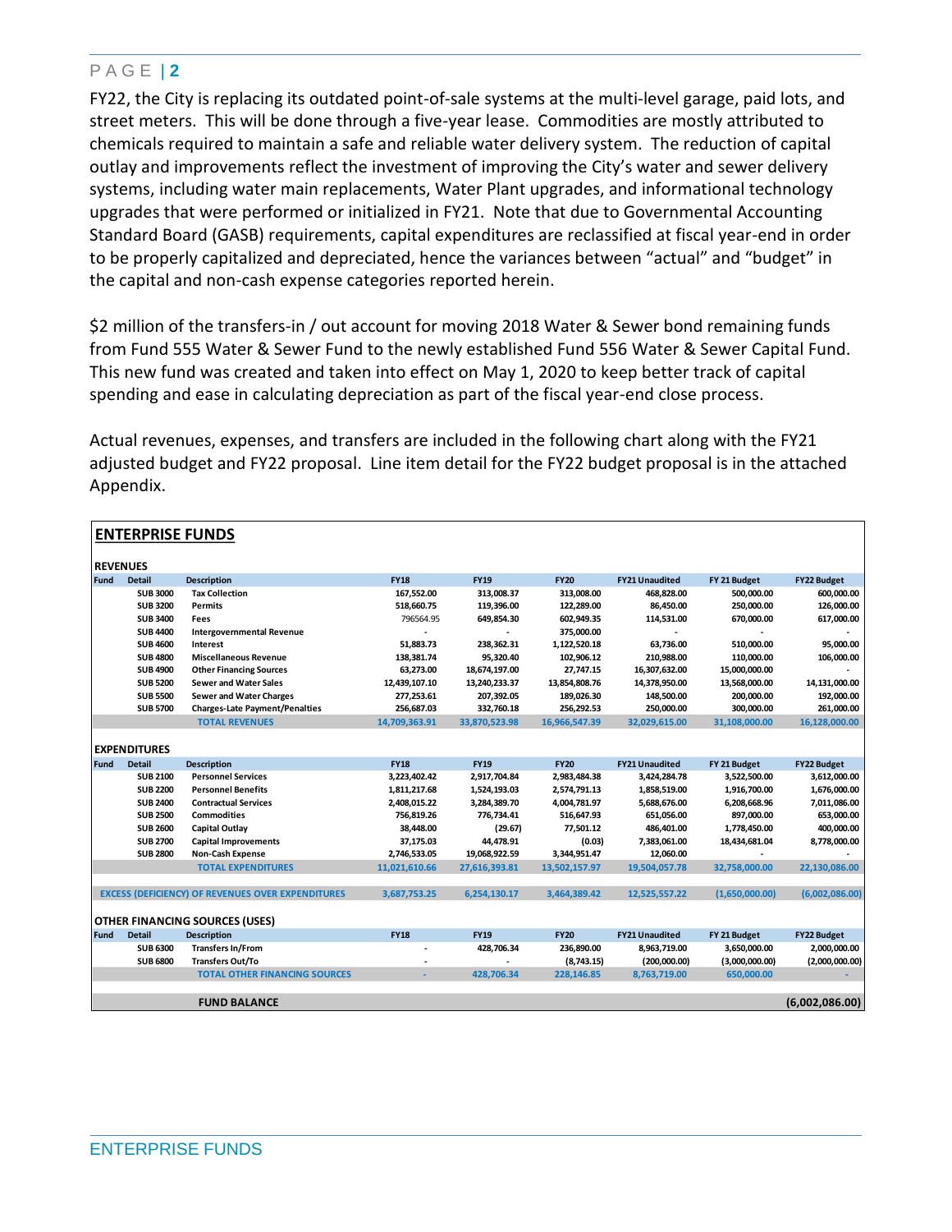FY22, the City is replacing its outdated point-of-sale systems at the multi-level garage, paid lots, and street meters. This will be done through a five-year lease. Commodities are mostly attributed to chemicals required to maintain a safe and reliable water delivery system. The reduction of capital outlay and improvements reflect the investment of improving the City's water and sewer delivery systems, including water main replacements, Water Plant upgrades, and informational technology upgrades that were performed or initialized in FY21. Note that due to Governmental Accounting Standard Board (GASB) requirements, capital expenditures are reclassified at fiscal year-end in order to be properly capitalized and depreciated, hence the variances between "actual" and "budget" in the capital and non-cash expense categories reported herein.

$2 million of the transfers-in / out account for moving 2018 Water & Sewer bond remaining funds from Fund 555 Water & Sewer Fund to the newly established Fund 556 Water & Sewer Capital Fund. This new fund was created and taken into effect on May 1, 2020 to keep better track of capital spending and ease in calculating depreciation as part of the fiscal year-end close process.

Actual revenues, expenses, and transfers are included in the following chart along with the FY21 adjusted budget and FY22 proposal. Line item detail for the FY22 budget proposal is in the attached Appendix.

## ENTERPRISE FUNDS

**REVENUES**

| Fund | Detail | Description | FY18 | FY19 | FY20 | FY21 Unaudited | FY 21 Budget | FY22 Budget |
|---|---|---|---|---|---|---|---|---|
| | SUB 3000 | Tax Collection | 167,552.00 | 313,008.37 | 313,008.00 | 468,828.00 | 500,000.00 | 600,000.00 |
| | SUB 3200 | Permits | 518,660.75 | 119,396.00 | 122,289.00 | 86,450.00 | 250,000.00 | 126,000.00 |
| | SUB 3400 | Fees | 796564.95 | 649,854.30 | 602,949.35 | 114,531.00 | 670,000.00 | 617,000.00 |
| | SUB 4400 | Intergovernmental Revenue | - | - | 375,000.00 | - | - | - |
| | SUB 4600 | Interest | 51,883.73 | 238,362.31 | 1,122,520.18 | 63,736.00 | 510,000.00 | 95,000.00 |
| | SUB 4800 | Miscellaneous Revenue | 138,381.74 | 95,320.40 | 102,906.12 | 210,988.00 | 110,000.00 | 106,000.00 |
| | SUB 4900 | Other Financing Sources | 63,273.00 | 18,674,197.00 | 27,747.15 | 16,307,632.00 | 15,000,000.00 | - |
| | SUB 5200 | Sewer and Water Sales | 12,439,107.10 | 13,240,233.37 | 13,854,808.76 | 14,378,950.00 | 13,568,000.00 | 14,131,000.00 |
| | SUB 5500 | Sewer and Water Charges | 277,253.61 | 207,392.05 | 189,026.30 | 148,500.00 | 200,000.00 | 192,000.00 |
| | SUB 5700 | Charges-Late Payment/Penalties | 256,687.03 | 332,760.18 | 256,292.53 | 250,000.00 | 300,000.00 | 261,000.00 |
| | | **TOTAL REVENUES** | **14,709,363.91** | **33,870,523.98** | **16,966,547.39** | **32,029,615.00** | **31,108,000.00** | **16,128,000.00** |

**EXPENDITURES**

| Fund | Detail | Description | FY18 | FY19 | FY20 | FY21 Unaudited | FY 21 Budget | FY22 Budget |
|---|---|---|---|---|---|---|---|---|
| | SUB 2100 | Personnel Services | 3,223,402.42 | 2,917,704.84 | 2,983,484.38 | 3,424,284.78 | 3,522,500.00 | 3,612,000.00 |
| | SUB 2200 | Personnel Benefits | 1,811,217.68 | 1,524,193.03 | 2,574,791.13 | 1,858,519.00 | 1,916,700.00 | 1,676,000.00 |
| | SUB 2400 | Contractual Services | 2,408,015.22 | 3,284,389.70 | 4,004,781.97 | 5,688,676.00 | 6,208,668.96 | 7,011,086.00 |
| | SUB 2500 | Commodities | 756,819.26 | 776,734.41 | 516,647.93 | 651,056.00 | 897,000.00 | 653,000.00 |
| | SUB 2600 | Capital Outlay | 38,448.00 | (29.67) | 77,501.12 | 486,401.00 | 1,778,450.00 | 400,000.00 |
| | SUB 2700 | Capital Improvements | 37,175.03 | 44,478.91 | (0.03) | 7,383,061.00 | 18,434,681.04 | 8,778,000.00 |
| | SUB 2800 | Non-Cash Expense | 2,746,533.05 | 19,068,922.59 | 3,344,951.47 | 12,060.00 | - | - |
| | | **TOTAL EXPENDITURES** | **11,021,610.66** | **27,616,393.81** | **13,502,157.97** | **19,504,057.78** | **32,758,000.00** | **22,130,086.00** |
| | | | | | | | | |
| **EXCESS (DEFICIENCY) OF REVENUES OVER EXPENDITURES** | | | **3,687,753.25** | **6,254,130.17** | **3,464,389.42** | **12,525,557.22** | **(1,650,000.00)** | **(6,002,086.00)** |

**OTHER FINANCING SOURCES (USES)**

| Fund | Detail | Description | FY18 | FY19 | FY20 | FY21 Unaudited | FY 21 Budget | FY22 Budget |
|---|---|---|---|---|---|---|---|---|
| | SUB 6300 | Transfers In/From | - | 428,706.34 | 236,890.00 | 8,963,719.00 | 3,650,000.00 | 2,000,000.00 |
| | SUB 6800 | Transfers Out/To | - | - | (8,743.15) | (200,000.00) | (3,000,000.00) | (2,000,000.00) |
| | | **TOTAL OTHER FINANCING SOURCES** | - | **428,706.34** | **228,146.85** | **8,763,719.00** | **650,000.00** | - |
| | | | | | | | | |
| | | **FUND BALANCE** | | | | | | **(6,002,086.00)** |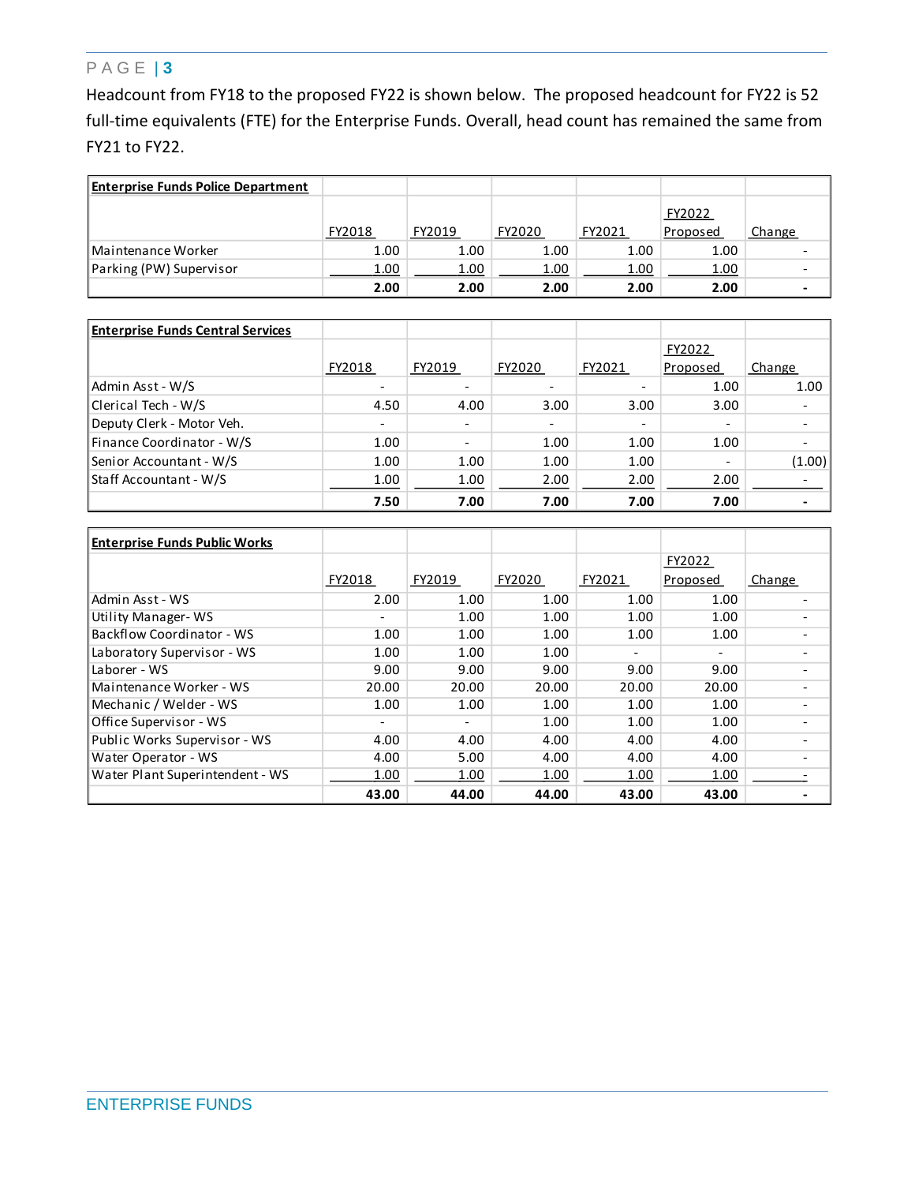Headcount from FY18 to the proposed FY22 is shown below. The proposed headcount for FY22 is 52 full-time equivalents (FTE) for the Enterprise Funds. Overall, head count has remained the same from FY21 to FY22.

| Enterprise Funds Police Department | FY2018 | FY2019 | FY2020 | FY2021 | FY2022 Proposed | Change |
|---|---|---|---|---|---|---|
| Maintenance Worker | 1.00 | 1.00 | 1.00 | 1.00 | 1.00 | - |
| Parking (PW) Supervisor | 1.00 | 1.00 | 1.00 | 1.00 | 1.00 | - |
| | **2.00** | **2.00** | **2.00** | **2.00** | **2.00** | **-** |

| Enterprise Funds Central Services | FY2018 | FY2019 | FY2020 | FY2021 | FY2022 Proposed | Change |
|---|---|---|---|---|---|---|
| Admin Asst - W/S | - | - | - | - | 1.00 | 1.00 |
| Clerical Tech - W/S | 4.50 | 4.00 | 3.00 | 3.00 | 3.00 | - |
| Deputy Clerk - Motor Veh. | - | - | - | - | - | - |
| Finance Coordinator - W/S | 1.00 | - | 1.00 | 1.00 | 1.00 | - |
| Senior Accountant - W/S | 1.00 | 1.00 | 1.00 | 1.00 | - | (1.00) |
| Staff Accountant - W/S | 1.00 | 1.00 | 2.00 | 2.00 | 2.00 | - |
| | **7.50** | **7.00** | **7.00** | **7.00** | **7.00** | **-** |

| Enterprise Funds Public Works | FY2018 | FY2019 | FY2020 | FY2021 | FY2022 Proposed | Change |
|---|---|---|---|---|---|---|
| Admin Asst - WS | 2.00 | 1.00 | 1.00 | 1.00 | 1.00 | - |
| Utility Manager- WS | - | 1.00 | 1.00 | 1.00 | 1.00 | - |
| Backflow Coordinator - WS | 1.00 | 1.00 | 1.00 | 1.00 | 1.00 | - |
| Laboratory Supervisor - WS | 1.00 | 1.00 | 1.00 | - | - | - |
| Laborer - WS | 9.00 | 9.00 | 9.00 | 9.00 | 9.00 | - |
| Maintenance Worker - WS | 20.00 | 20.00 | 20.00 | 20.00 | 20.00 | - |
| Mechanic / Welder - WS | 1.00 | 1.00 | 1.00 | 1.00 | 1.00 | - |
| Office Supervisor - WS | - | - | 1.00 | 1.00 | 1.00 | - |
| Public Works Supervisor - WS | 4.00 | 4.00 | 4.00 | 4.00 | 4.00 | - |
| Water Operator - WS | 4.00 | 5.00 | 4.00 | 4.00 | 4.00 | - |
| Water Plant Superintendent - WS | 1.00 | 1.00 | 1.00 | 1.00 | 1.00 | - |
| | **43.00** | **44.00** | **44.00** | **43.00** | **43.00** | **-** |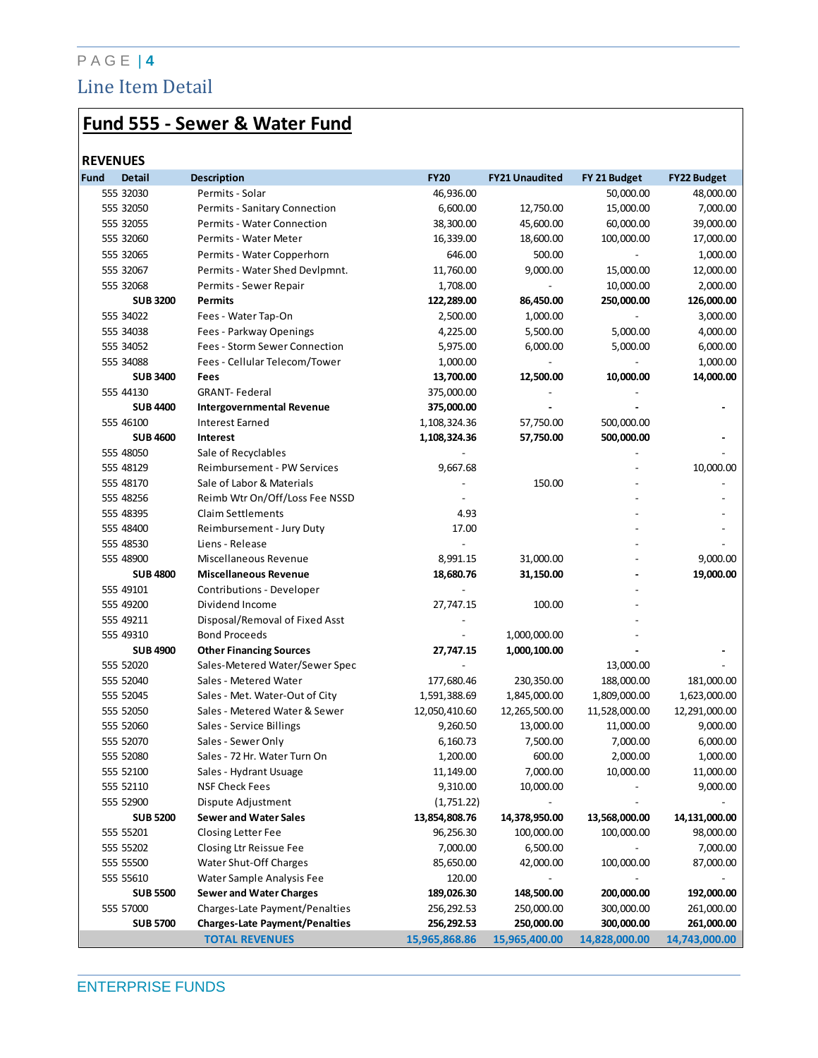## Line Item Detail

# Fund 555 - Sewer & Water Fund

### REVENUES

| Fund | Detail | Description | FY20 | FY21 Unaudited | FY 21 Budget | FY22 Budget |
|---|---|---|---|---|---|---|
| 555 | 32030 | Permits - Solar | 46,936.00 | | 50,000.00 | 48,000.00 |
| 555 | 32050 | Permits - Sanitary Connection | 6,600.00 | 12,750.00 | 15,000.00 | 7,000.00 |
| 555 | 32055 | Permits - Water Connection | 38,300.00 | 45,600.00 | 60,000.00 | 39,000.00 |
| 555 | 32060 | Permits - Water Meter | 16,339.00 | 18,600.00 | 100,000.00 | 17,000.00 |
| 555 | 32065 | Permits - Water Copperhorn | 646.00 | 500.00 | - | 1,000.00 |
| 555 | 32067 | Permits - Water Shed Devlpmnt. | 11,760.00 | 9,000.00 | 15,000.00 | 12,000.00 |
| 555 | 32068 | Permits - Sewer Repair | 1,708.00 | - | 10,000.00 | 2,000.00 |
| | **SUB 3200** | **Permits** | **122,289.00** | **86,450.00** | **250,000.00** | **126,000.00** |
| 555 | 34022 | Fees - Water Tap-On | 2,500.00 | 1,000.00 | - | 3,000.00 |
| 555 | 34038 | Fees - Parkway Openings | 4,225.00 | 5,500.00 | 5,000.00 | 4,000.00 |
| 555 | 34052 | Fees - Storm Sewer Connection | 5,975.00 | 6,000.00 | 5,000.00 | 6,000.00 |
| 555 | 34088 | Fees - Cellular Telecom/Tower | 1,000.00 | - | - | 1,000.00 |
| | **SUB 3400** | **Fees** | **13,700.00** | **12,500.00** | **10,000.00** | **14,000.00** |
| 555 | 44130 | GRANT- Federal | 375,000.00 | - | - | |
| | **SUB 4400** | **Intergovernmental Revenue** | **375,000.00** | **-** | **-** | **-** |
| 555 | 46100 | Interest Earned | 1,108,324.36 | 57,750.00 | 500,000.00 | |
| | **SUB 4600** | **Interest** | **1,108,324.36** | **57,750.00** | **500,000.00** | **-** |
| 555 | 48050 | Sale of Recyclables | - | | - | - |
| 555 | 48129 | Reimbursement - PW Services | 9,667.68 | | - | 10,000.00 |
| 555 | 48170 | Sale of Labor & Materials | - | 150.00 | - | - |
| 555 | 48256 | Reimb Wtr On/Off/Loss Fee NSSD | - | | - | - |
| 555 | 48395 | Claim Settlements | 4.93 | | - | - |
| 555 | 48400 | Reimbursement - Jury Duty | 17.00 | | - | - |
| 555 | 48530 | Liens - Release | - | | - | - |
| 555 | 48900 | Miscellaneous Revenue | 8,991.15 | 31,000.00 | - | 9,000.00 |
| | **SUB 4800** | **Miscellaneous Revenue** | **18,680.76** | **31,150.00** | **-** | **19,000.00** |
| 555 | 49101 | Contributions - Developer | - | | - | |
| 555 | 49200 | Dividend Income | 27,747.15 | 100.00 | - | |
| 555 | 49211 | Disposal/Removal of Fixed Asst | - | | - | |
| 555 | 49310 | Bond Proceeds | - | 1,000,000.00 | - | |
| | **SUB 4900** | **Other Financing Sources** | **27,747.15** | **1,000,100.00** | **-** | **-** |
| 555 | 52020 | Sales-Metered Water/Sewer Spec | - | | 13,000.00 | - |
| 555 | 52040 | Sales - Metered Water | 177,680.46 | 230,350.00 | 188,000.00 | 181,000.00 |
| 555 | 52045 | Sales - Met. Water-Out of City | 1,591,388.69 | 1,845,000.00 | 1,809,000.00 | 1,623,000.00 |
| 555 | 52050 | Sales - Metered Water & Sewer | 12,050,410.60 | 12,265,500.00 | 11,528,000.00 | 12,291,000.00 |
| 555 | 52060 | Sales - Service Billings | 9,260.50 | 13,000.00 | 11,000.00 | 9,000.00 |
| 555 | 52070 | Sales - Sewer Only | 6,160.73 | 7,500.00 | 7,000.00 | 6,000.00 |
| 555 | 52080 | Sales - 72 Hr. Water Turn On | 1,200.00 | 600.00 | 2,000.00 | 1,000.00 |
| 555 | 52100 | Sales - Hydrant Usuage | 11,149.00 | 7,000.00 | 10,000.00 | 11,000.00 |
| 555 | 52110 | NSF Check Fees | 9,310.00 | 10,000.00 | - | 9,000.00 |
| 555 | 52900 | Dispute Adjustment | (1,751.22) | - | - | - |
| | **SUB 5200** | **Sewer and Water Sales** | **13,854,808.76** | **14,378,950.00** | **13,568,000.00** | **14,131,000.00** |
| 555 | 55201 | Closing Letter Fee | 96,256.30 | 100,000.00 | 100,000.00 | 98,000.00 |
| 555 | 55202 | Closing Ltr Reissue Fee | 7,000.00 | 6,500.00 | - | 7,000.00 |
| 555 | 55500 | Water Shut-Off Charges | 85,650.00 | 42,000.00 | 100,000.00 | 87,000.00 |
| 555 | 55610 | Water Sample Analysis Fee | 120.00 | - | - | - |
| | **SUB 5500** | **Sewer and Water Charges** | **189,026.30** | **148,500.00** | **200,000.00** | **192,000.00** |
| 555 | 57000 | Charges-Late Payment/Penalties | 256,292.53 | 250,000.00 | 300,000.00 | 261,000.00 |
| | **SUB 5700** | **Charges-Late Payment/Penalties** | **256,292.53** | **250,000.00** | **300,000.00** | **261,000.00** |
| | | **TOTAL REVENUES** | **15,965,868.86** | **15,965,400.00** | **14,828,000.00** | **14,743,000.00** |

ENTERPRISE FUNDS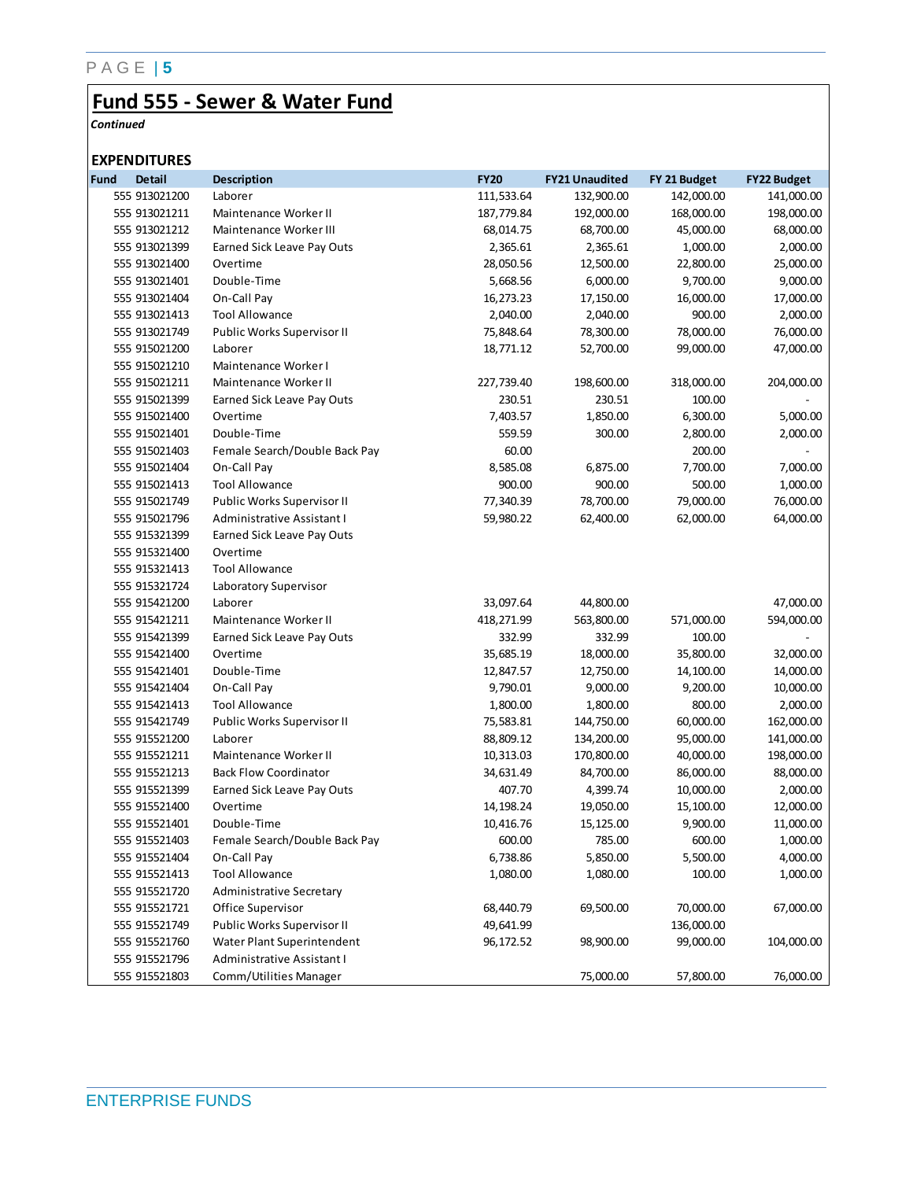# Fund 555 - Sewer & Water Fund

*Continued*

## EXPENDITURES

| Fund | Detail | Description | FY20 | FY21 Unaudited | FY 21 Budget | FY22 Budget |
|---|---|---|---|---|---|---|
| 555 | 913021200 | Laborer | 111,533.64 | 132,900.00 | 142,000.00 | 141,000.00 |
| 555 | 913021211 | Maintenance Worker II | 187,779.84 | 192,000.00 | 168,000.00 | 198,000.00 |
| 555 | 913021212 | Maintenance Worker III | 68,014.75 | 68,700.00 | 45,000.00 | 68,000.00 |
| 555 | 913021399 | Earned Sick Leave Pay Outs | 2,365.61 | 2,365.61 | 1,000.00 | 2,000.00 |
| 555 | 913021400 | Overtime | 28,050.56 | 12,500.00 | 22,800.00 | 25,000.00 |
| 555 | 913021401 | Double-Time | 5,668.56 | 6,000.00 | 9,700.00 | 9,000.00 |
| 555 | 913021404 | On-Call Pay | 16,273.23 | 17,150.00 | 16,000.00 | 17,000.00 |
| 555 | 913021413 | Tool Allowance | 2,040.00 | 2,040.00 | 900.00 | 2,000.00 |
| 555 | 913021749 | Public Works Supervisor II | 75,848.64 | 78,300.00 | 78,000.00 | 76,000.00 |
| 555 | 915021200 | Laborer | 18,771.12 | 52,700.00 | 99,000.00 | 47,000.00 |
| 555 | 915021210 | Maintenance Worker I | | | | |
| 555 | 915021211 | Maintenance Worker II | 227,739.40 | 198,600.00 | 318,000.00 | 204,000.00 |
| 555 | 915021399 | Earned Sick Leave Pay Outs | 230.51 | 230.51 | 100.00 | - |
| 555 | 915021400 | Overtime | 7,403.57 | 1,850.00 | 6,300.00 | 5,000.00 |
| 555 | 915021401 | Double-Time | 559.59 | 300.00 | 2,800.00 | 2,000.00 |
| 555 | 915021403 | Female Search/Double Back Pay | 60.00 | | 200.00 | - |
| 555 | 915021404 | On-Call Pay | 8,585.08 | 6,875.00 | 7,700.00 | 7,000.00 |
| 555 | 915021413 | Tool Allowance | 900.00 | 900.00 | 500.00 | 1,000.00 |
| 555 | 915021749 | Public Works Supervisor II | 77,340.39 | 78,700.00 | 79,000.00 | 76,000.00 |
| 555 | 915021796 | Administrative Assistant I | 59,980.22 | 62,400.00 | 62,000.00 | 64,000.00 |
| 555 | 915321399 | Earned Sick Leave Pay Outs | | | | |
| 555 | 915321400 | Overtime | | | | |
| 555 | 915321413 | Tool Allowance | | | | |
| 555 | 915321724 | Laboratory Supervisor | | | | |
| 555 | 915421200 | Laborer | 33,097.64 | 44,800.00 | | 47,000.00 |
| 555 | 915421211 | Maintenance Worker II | 418,271.99 | 563,800.00 | 571,000.00 | 594,000.00 |
| 555 | 915421399 | Earned Sick Leave Pay Outs | 332.99 | 332.99 | 100.00 | - |
| 555 | 915421400 | Overtime | 35,685.19 | 18,000.00 | 35,800.00 | 32,000.00 |
| 555 | 915421401 | Double-Time | 12,847.57 | 12,750.00 | 14,100.00 | 14,000.00 |
| 555 | 915421404 | On-Call Pay | 9,790.01 | 9,000.00 | 9,200.00 | 10,000.00 |
| 555 | 915421413 | Tool Allowance | 1,800.00 | 1,800.00 | 800.00 | 2,000.00 |
| 555 | 915421749 | Public Works Supervisor II | 75,583.81 | 144,750.00 | 60,000.00 | 162,000.00 |
| 555 | 915521200 | Laborer | 88,809.12 | 134,200.00 | 95,000.00 | 141,000.00 |
| 555 | 915521211 | Maintenance Worker II | 10,313.03 | 170,800.00 | 40,000.00 | 198,000.00 |
| 555 | 915521213 | Back Flow Coordinator | 34,631.49 | 84,700.00 | 86,000.00 | 88,000.00 |
| 555 | 915521399 | Earned Sick Leave Pay Outs | 407.70 | 4,399.74 | 10,000.00 | 2,000.00 |
| 555 | 915521400 | Overtime | 14,198.24 | 19,050.00 | 15,100.00 | 12,000.00 |
| 555 | 915521401 | Double-Time | 10,416.76 | 15,125.00 | 9,900.00 | 11,000.00 |
| 555 | 915521403 | Female Search/Double Back Pay | 600.00 | 785.00 | 600.00 | 1,000.00 |
| 555 | 915521404 | On-Call Pay | 6,738.86 | 5,850.00 | 5,500.00 | 4,000.00 |
| 555 | 915521413 | Tool Allowance | 1,080.00 | 1,080.00 | 100.00 | 1,000.00 |
| 555 | 915521720 | Administrative Secretary | | | | |
| 555 | 915521721 | Office Supervisor | 68,440.79 | 69,500.00 | 70,000.00 | 67,000.00 |
| 555 | 915521749 | Public Works Supervisor II | 49,641.99 | | 136,000.00 | |
| 555 | 915521760 | Water Plant Superintendent | 96,172.52 | 98,900.00 | 99,000.00 | 104,000.00 |
| 555 | 915521796 | Administrative Assistant I | | | | |
| 555 | 915521803 | Comm/Utilities Manager | | 75,000.00 | 57,800.00 | 76,000.00 |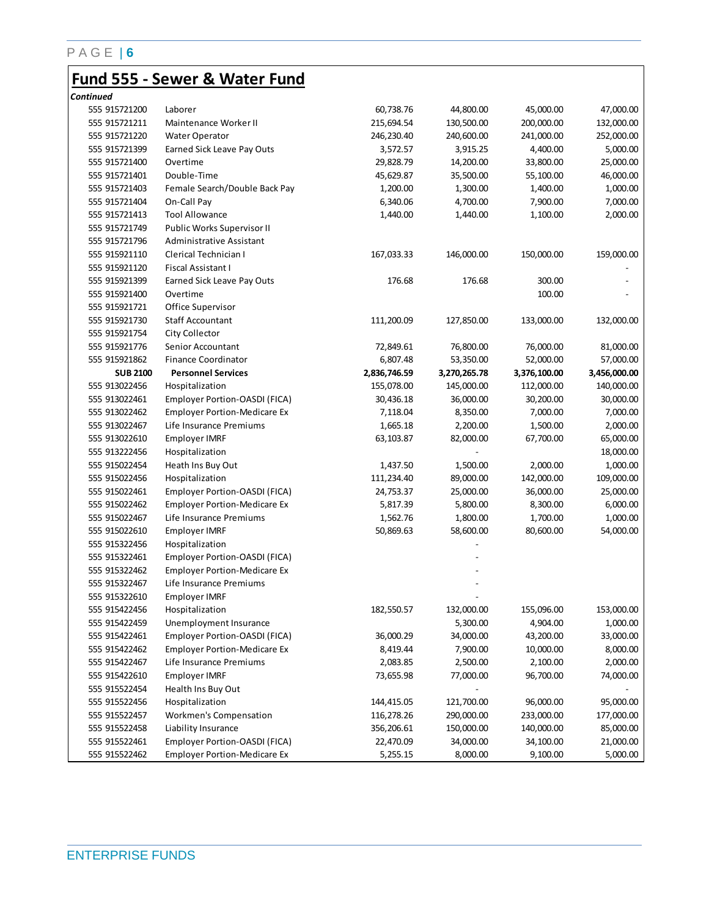## Fund 555 - Sewer & Water Fund

*Continued*

| | | | | | |
|---|---|---|---|---|---|
| 555 915721200 | Laborer | 60,738.76 | 44,800.00 | 45,000.00 | 47,000.00 |
| 555 915721211 | Maintenance Worker II | 215,694.54 | 130,500.00 | 200,000.00 | 132,000.00 |
| 555 915721220 | Water Operator | 246,230.40 | 240,600.00 | 241,000.00 | 252,000.00 |
| 555 915721399 | Earned Sick Leave Pay Outs | 3,572.57 | 3,915.25 | 4,400.00 | 5,000.00 |
| 555 915721400 | Overtime | 29,828.79 | 14,200.00 | 33,800.00 | 25,000.00 |
| 555 915721401 | Double-Time | 45,629.87 | 35,500.00 | 55,100.00 | 46,000.00 |
| 555 915721403 | Female Search/Double Back Pay | 1,200.00 | 1,300.00 | 1,400.00 | 1,000.00 |
| 555 915721404 | On-Call Pay | 6,340.06 | 4,700.00 | 7,900.00 | 7,000.00 |
| 555 915721413 | Tool Allowance | 1,440.00 | 1,440.00 | 1,100.00 | 2,000.00 |
| 555 915721749 | Public Works Supervisor II | | | | |
| 555 915721796 | Administrative Assistant | | | | |
| 555 915921110 | Clerical Technician I | 167,033.33 | 146,000.00 | 150,000.00 | 159,000.00 |
| 555 915921120 | Fiscal Assistant I | | | | - |
| 555 915921399 | Earned Sick Leave Pay Outs | 176.68 | 176.68 | 300.00 | - |
| 555 915921400 | Overtime | | | 100.00 | - |
| 555 915921721 | Office Supervisor | | | | |
| 555 915921730 | Staff Accountant | 111,200.09 | 127,850.00 | 133,000.00 | 132,000.00 |
| 555 915921754 | City Collector | | | | |
| 555 915921776 | Senior Accountant | 72,849.61 | 76,800.00 | 76,000.00 | 81,000.00 |
| 555 915921862 | Finance Coordinator | 6,807.48 | 53,350.00 | 52,000.00 | 57,000.00 |
| **SUB 2100** | **Personnel Services** | **2,836,746.59** | **3,270,265.78** | **3,376,100.00** | **3,456,000.00** |
| 555 913022456 | Hospitalization | 155,078.00 | 145,000.00 | 112,000.00 | 140,000.00 |
| 555 913022461 | Employer Portion-OASDI (FICA) | 30,436.18 | 36,000.00 | 30,200.00 | 30,000.00 |
| 555 913022462 | Employer Portion-Medicare Ex | 7,118.04 | 8,350.00 | 7,000.00 | 7,000.00 |
| 555 913022467 | Life Insurance Premiums | 1,665.18 | 2,200.00 | 1,500.00 | 2,000.00 |
| 555 913022610 | Employer IMRF | 63,103.87 | 82,000.00 | 67,700.00 | 65,000.00 |
| 555 913222456 | Hospitalization | | - | | 18,000.00 |
| 555 915022454 | Heath Ins Buy Out | 1,437.50 | 1,500.00 | 2,000.00 | 1,000.00 |
| 555 915022456 | Hospitalization | 111,234.40 | 89,000.00 | 142,000.00 | 109,000.00 |
| 555 915022461 | Employer Portion-OASDI (FICA) | 24,753.37 | 25,000.00 | 36,000.00 | 25,000.00 |
| 555 915022462 | Employer Portion-Medicare Ex | 5,817.39 | 5,800.00 | 8,300.00 | 6,000.00 |
| 555 915022467 | Life Insurance Premiums | 1,562.76 | 1,800.00 | 1,700.00 | 1,000.00 |
| 555 915022610 | Employer IMRF | 50,869.63 | 58,600.00 | 80,600.00 | 54,000.00 |
| 555 915322456 | Hospitalization | | - | | |
| 555 915322461 | Employer Portion-OASDI (FICA) | | - | | |
| 555 915322462 | Employer Portion-Medicare Ex | | - | | |
| 555 915322467 | Life Insurance Premiums | | - | | |
| 555 915322610 | Employer IMRF | | - | | |
| 555 915422456 | Hospitalization | 182,550.57 | 132,000.00 | 155,096.00 | 153,000.00 |
| 555 915422459 | Unemployment Insurance | | 5,300.00 | 4,904.00 | 1,000.00 |
| 555 915422461 | Employer Portion-OASDI (FICA) | 36,000.29 | 34,000.00 | 43,200.00 | 33,000.00 |
| 555 915422462 | Employer Portion-Medicare Ex | 8,419.44 | 7,900.00 | 10,000.00 | 8,000.00 |
| 555 915422467 | Life Insurance Premiums | 2,083.85 | 2,500.00 | 2,100.00 | 2,000.00 |
| 555 915422610 | Employer IMRF | 73,655.98 | 77,000.00 | 96,700.00 | 74,000.00 |
| 555 915522454 | Health Ins Buy Out | | - | | - |
| 555 915522456 | Hospitalization | 144,415.05 | 121,700.00 | 96,000.00 | 95,000.00 |
| 555 915522457 | Workmen's Compensation | 116,278.26 | 290,000.00 | 233,000.00 | 177,000.00 |
| 555 915522458 | Liability Insurance | 356,206.61 | 150,000.00 | 140,000.00 | 85,000.00 |
| 555 915522461 | Employer Portion-OASDI (FICA) | 22,470.09 | 34,000.00 | 34,100.00 | 21,000.00 |
| 555 915522462 | Employer Portion-Medicare Ex | 5,255.15 | 8,000.00 | 9,100.00 | 5,000.00 |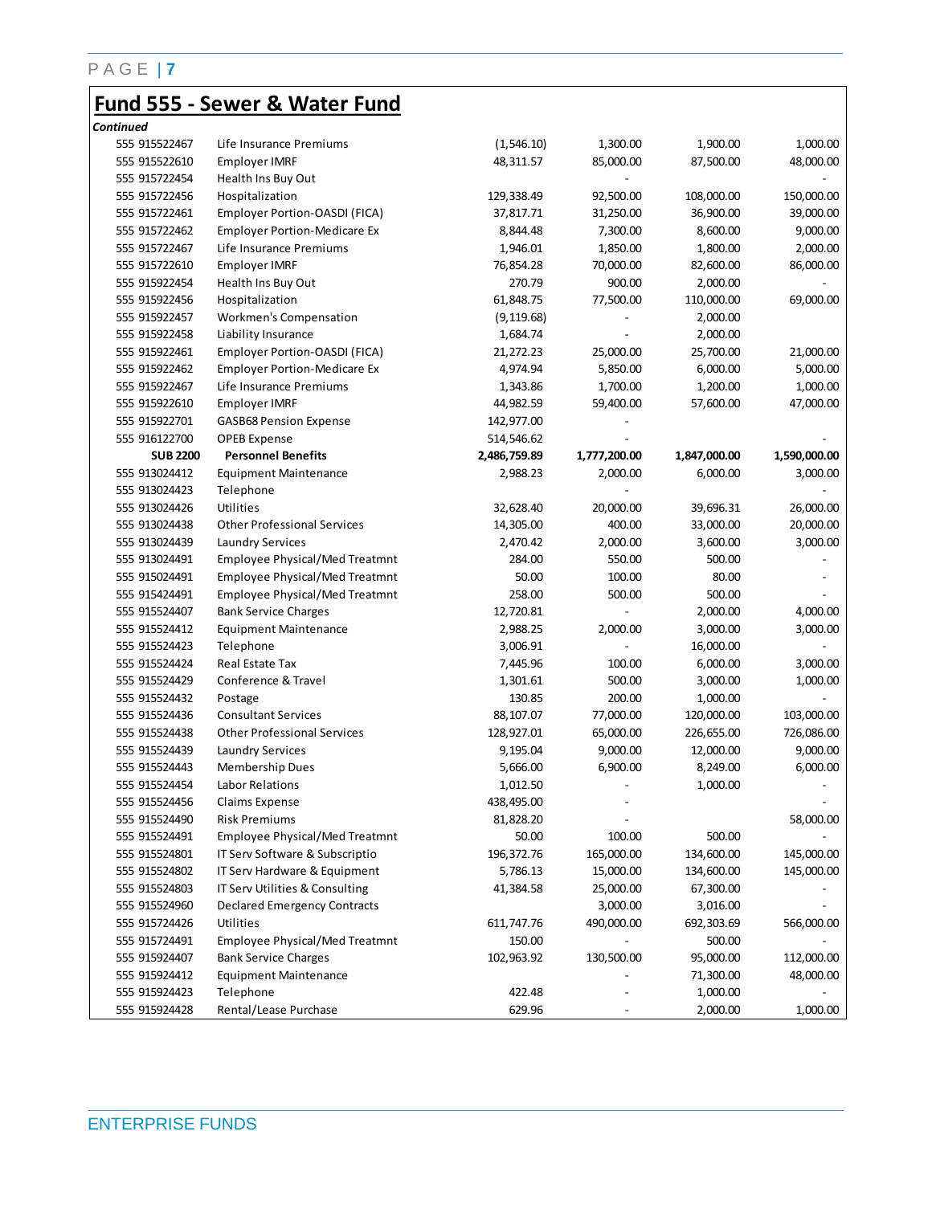# Fund 555 - Sewer & Water Fund

*Continued*

| Account | Description | | | | |
|---|---|---|---|---|---|
| 555 915522467 | Life Insurance Premiums | (1,546.10) | 1,300.00 | 1,900.00 | 1,000.00 |
| 555 915522610 | Employer IMRF | 48,311.57 | 85,000.00 | 87,500.00 | 48,000.00 |
| 555 915722454 | Health Ins Buy Out | | - | | - |
| 555 915722456 | Hospitalization | 129,338.49 | 92,500.00 | 108,000.00 | 150,000.00 |
| 555 915722461 | Employer Portion-OASDI (FICA) | 37,817.71 | 31,250.00 | 36,900.00 | 39,000.00 |
| 555 915722462 | Employer Portion-Medicare Ex | 8,844.48 | 7,300.00 | 8,600.00 | 9,000.00 |
| 555 915722467 | Life Insurance Premiums | 1,946.01 | 1,850.00 | 1,800.00 | 2,000.00 |
| 555 915722610 | Employer IMRF | 76,854.28 | 70,000.00 | 82,600.00 | 86,000.00 |
| 555 915922454 | Health Ins Buy Out | 270.79 | 900.00 | 2,000.00 | - |
| 555 915922456 | Hospitalization | 61,848.75 | 77,500.00 | 110,000.00 | 69,000.00 |
| 555 915922457 | Workmen's Compensation | (9,119.68) | - | 2,000.00 | |
| 555 915922458 | Liability Insurance | 1,684.74 | - | 2,000.00 | |
| 555 915922461 | Employer Portion-OASDI (FICA) | 21,272.23 | 25,000.00 | 25,700.00 | 21,000.00 |
| 555 915922462 | Employer Portion-Medicare Ex | 4,974.94 | 5,850.00 | 6,000.00 | 5,000.00 |
| 555 915922467 | Life Insurance Premiums | 1,343.86 | 1,700.00 | 1,200.00 | 1,000.00 |
| 555 915922610 | Employer IMRF | 44,982.59 | 59,400.00 | 57,600.00 | 47,000.00 |
| 555 915922701 | GASB68 Pension Expense | 142,977.00 | - | | |
| 555 916122700 | OPEB Expense | 514,546.62 | - | | - |
| **SUB 2200** | **Personnel Benefits** | **2,486,759.89** | **1,777,200.00** | **1,847,000.00** | **1,590,000.00** |
| 555 913024412 | Equipment Maintenance | 2,988.23 | 2,000.00 | 6,000.00 | 3,000.00 |
| 555 913024423 | Telephone | | - | | - |
| 555 913024426 | Utilities | 32,628.40 | 20,000.00 | 39,696.31 | 26,000.00 |
| 555 913024438 | Other Professional Services | 14,305.00 | 400.00 | 33,000.00 | 20,000.00 |
| 555 913024439 | Laundry Services | 2,470.42 | 2,000.00 | 3,600.00 | 3,000.00 |
| 555 913024491 | Employee Physical/Med Treatmnt | 284.00 | 550.00 | 500.00 | - |
| 555 915024491 | Employee Physical/Med Treatmnt | 50.00 | 100.00 | 80.00 | - |
| 555 915424491 | Employee Physical/Med Treatmnt | 258.00 | 500.00 | 500.00 | - |
| 555 915524407 | Bank Service Charges | 12,720.81 | - | 2,000.00 | 4,000.00 |
| 555 915524412 | Equipment Maintenance | 2,988.25 | 2,000.00 | 3,000.00 | 3,000.00 |
| 555 915524423 | Telephone | 3,006.91 | - | 16,000.00 | - |
| 555 915524424 | Real Estate Tax | 7,445.96 | 100.00 | 6,000.00 | 3,000.00 |
| 555 915524429 | Conference & Travel | 1,301.61 | 500.00 | 3,000.00 | 1,000.00 |
| 555 915524432 | Postage | 130.85 | 200.00 | 1,000.00 | - |
| 555 915524436 | Consultant Services | 88,107.07 | 77,000.00 | 120,000.00 | 103,000.00 |
| 555 915524438 | Other Professional Services | 128,927.01 | 65,000.00 | 226,655.00 | 726,086.00 |
| 555 915524439 | Laundry Services | 9,195.04 | 9,000.00 | 12,000.00 | 9,000.00 |
| 555 915524443 | Membership Dues | 5,666.00 | 6,900.00 | 8,249.00 | 6,000.00 |
| 555 915524454 | Labor Relations | 1,012.50 | - | 1,000.00 | - |
| 555 915524456 | Claims Expense | 438,495.00 | - | | - |
| 555 915524490 | Risk Premiums | 81,828.20 | - | | 58,000.00 |
| 555 915524491 | Employee Physical/Med Treatmnt | 50.00 | 100.00 | 500.00 | - |
| 555 915524801 | IT Serv Software & Subscriptio | 196,372.76 | 165,000.00 | 134,600.00 | 145,000.00 |
| 555 915524802 | IT Serv Hardware & Equipment | 5,786.13 | 15,000.00 | 134,600.00 | 145,000.00 |
| 555 915524803 | IT Serv Utilities & Consulting | 41,384.58 | 25,000.00 | 67,300.00 | - |
| 555 915524960 | Declared Emergency Contracts | | 3,000.00 | 3,016.00 | - |
| 555 915724426 | Utilities | 611,747.76 | 490,000.00 | 692,303.69 | 566,000.00 |
| 555 915724491 | Employee Physical/Med Treatmnt | 150.00 | - | 500.00 | - |
| 555 915924407 | Bank Service Charges | 102,963.92 | 130,500.00 | 95,000.00 | 112,000.00 |
| 555 915924412 | Equipment Maintenance | | - | 71,300.00 | 48,000.00 |
| 555 915924423 | Telephone | 422.48 | - | 1,000.00 | - |
| 555 915924428 | Rental/Lease Purchase | 629.96 | - | 2,000.00 | 1,000.00 |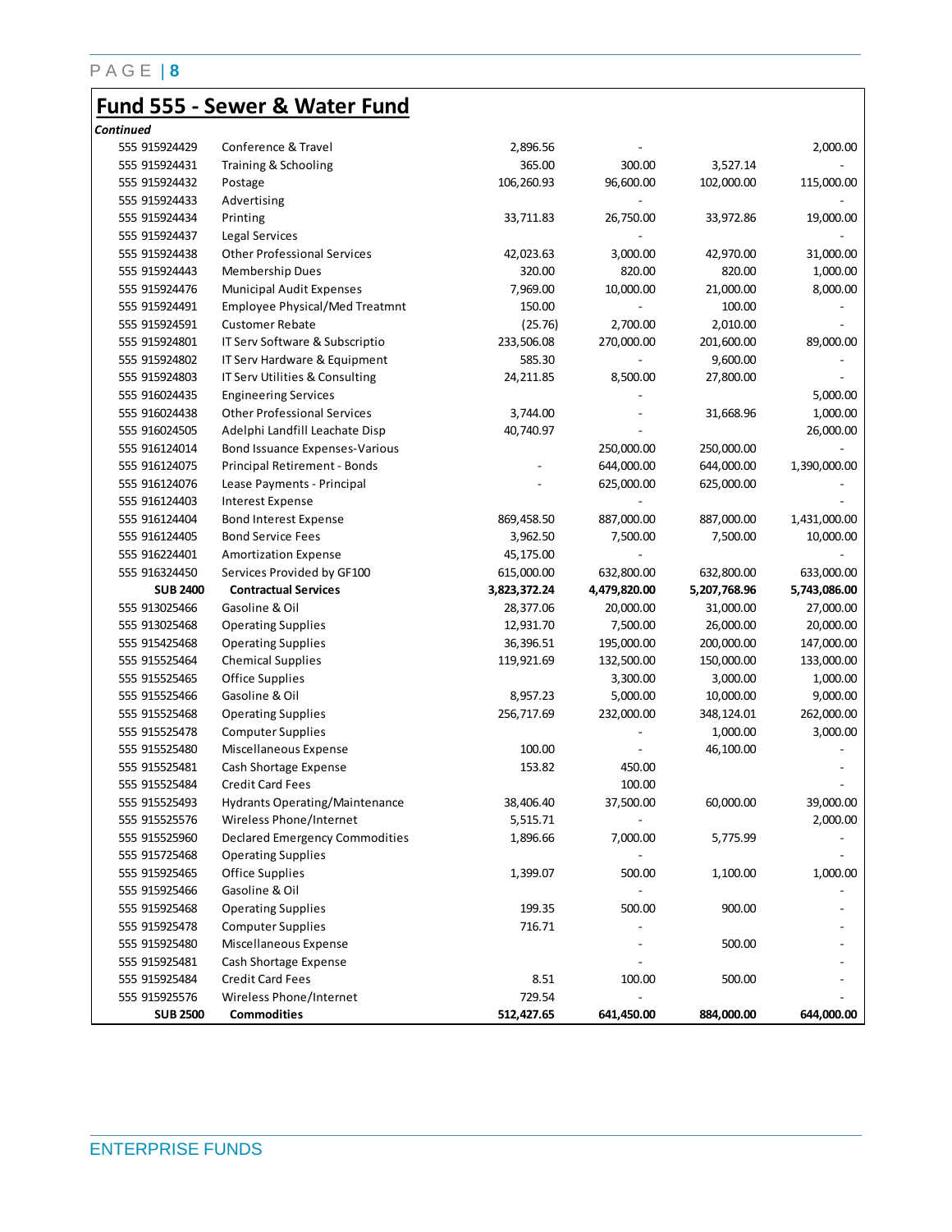# Fund 555 - Sewer & Water Fund

*Continued*

| Account | Description | | | | |
|---|---|---|---|---|---|
| 555 915924429 | Conference & Travel | 2,896.56 | - | | 2,000.00 |
| 555 915924431 | Training & Schooling | 365.00 | 300.00 | 3,527.14 | - |
| 555 915924432 | Postage | 106,260.93 | 96,600.00 | 102,000.00 | 115,000.00 |
| 555 915924433 | Advertising | | - | | - |
| 555 915924434 | Printing | 33,711.83 | 26,750.00 | 33,972.86 | 19,000.00 |
| 555 915924437 | Legal Services | | - | | - |
| 555 915924438 | Other Professional Services | 42,023.63 | 3,000.00 | 42,970.00 | 31,000.00 |
| 555 915924443 | Membership Dues | 320.00 | 820.00 | 820.00 | 1,000.00 |
| 555 915924476 | Municipal Audit Expenses | 7,969.00 | 10,000.00 | 21,000.00 | 8,000.00 |
| 555 915924491 | Employee Physical/Med Treatmnt | 150.00 | - | 100.00 | - |
| 555 915924591 | Customer Rebate | (25.76) | 2,700.00 | 2,010.00 | - |
| 555 915924801 | IT Serv Software & Subscriptio | 233,506.08 | 270,000.00 | 201,600.00 | 89,000.00 |
| 555 915924802 | IT Serv Hardware & Equipment | 585.30 | - | 9,600.00 | - |
| 555 915924803 | IT Serv Utilities & Consulting | 24,211.85 | 8,500.00 | 27,800.00 | - |
| 555 916024435 | Engineering Services | | - | | 5,000.00 |
| 555 916024438 | Other Professional Services | 3,744.00 | - | 31,668.96 | 1,000.00 |
| 555 916024505 | Adelphi Landfill Leachate Disp | 40,740.97 | - | | 26,000.00 |
| 555 916124014 | Bond Issuance Expenses-Various | | 250,000.00 | 250,000.00 | - |
| 555 916124075 | Principal Retirement - Bonds | - | 644,000.00 | 644,000.00 | 1,390,000.00 |
| 555 916124076 | Lease Payments - Principal | - | 625,000.00 | 625,000.00 | - |
| 555 916124403 | Interest Expense | | - | | - |
| 555 916124404 | Bond Interest Expense | 869,458.50 | 887,000.00 | 887,000.00 | 1,431,000.00 |
| 555 916124405 | Bond Service Fees | 3,962.50 | 7,500.00 | 7,500.00 | 10,000.00 |
| 555 916224401 | Amortization Expense | 45,175.00 | - | | - |
| 555 916324450 | Services Provided by GF100 | 615,000.00 | 632,800.00 | 632,800.00 | 633,000.00 |
| **SUB 2400** | **Contractual Services** | **3,823,372.24** | **4,479,820.00** | **5,207,768.96** | **5,743,086.00** |
| 555 913025466 | Gasoline & Oil | 28,377.06 | 20,000.00 | 31,000.00 | 27,000.00 |
| 555 913025468 | Operating Supplies | 12,931.70 | 7,500.00 | 26,000.00 | 20,000.00 |
| 555 915425468 | Operating Supplies | 36,396.51 | 195,000.00 | 200,000.00 | 147,000.00 |
| 555 915525464 | Chemical Supplies | 119,921.69 | 132,500.00 | 150,000.00 | 133,000.00 |
| 555 915525465 | Office Supplies | | 3,300.00 | 3,000.00 | 1,000.00 |
| 555 915525466 | Gasoline & Oil | 8,957.23 | 5,000.00 | 10,000.00 | 9,000.00 |
| 555 915525468 | Operating Supplies | 256,717.69 | 232,000.00 | 348,124.01 | 262,000.00 |
| 555 915525478 | Computer Supplies | | - | 1,000.00 | 3,000.00 |
| 555 915525480 | Miscellaneous Expense | 100.00 | - | 46,100.00 | - |
| 555 915525481 | Cash Shortage Expense | 153.82 | 450.00 | | - |
| 555 915525484 | Credit Card Fees | | 100.00 | | - |
| 555 915525493 | Hydrants Operating/Maintenance | 38,406.40 | 37,500.00 | 60,000.00 | 39,000.00 |
| 555 915525576 | Wireless Phone/Internet | 5,515.71 | - | | 2,000.00 |
| 555 915525960 | Declared Emergency Commodities | 1,896.66 | 7,000.00 | 5,775.99 | - |
| 555 915725468 | Operating Supplies | | - | | - |
| 555 915925465 | Office Supplies | 1,399.07 | 500.00 | 1,100.00 | 1,000.00 |
| 555 915925466 | Gasoline & Oil | | - | | - |
| 555 915925468 | Operating Supplies | 199.35 | 500.00 | 900.00 | - |
| 555 915925478 | Computer Supplies | 716.71 | - | | - |
| 555 915925480 | Miscellaneous Expense | | - | 500.00 | - |
| 555 915925481 | Cash Shortage Expense | | - | | - |
| 555 915925484 | Credit Card Fees | 8.51 | 100.00 | 500.00 | - |
| 555 915925576 | Wireless Phone/Internet | 729.54 | - | | - |
| **SUB 2500** | **Commodities** | **512,427.65** | **641,450.00** | **884,000.00** | **644,000.00** |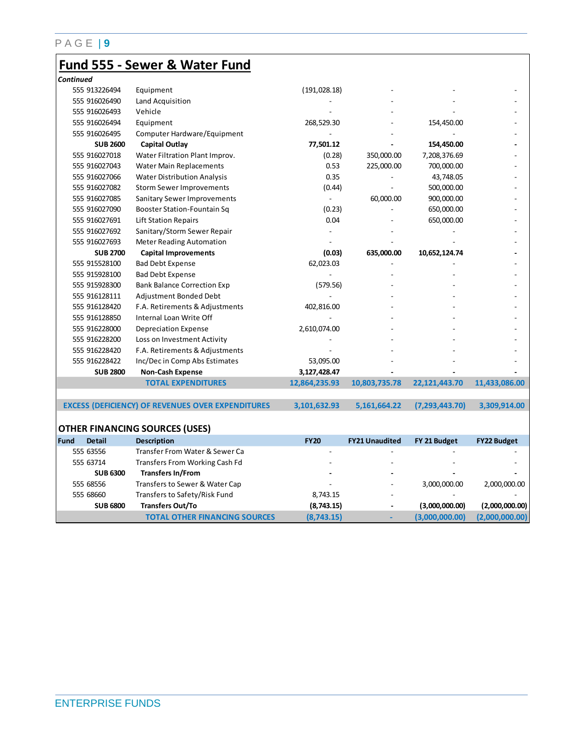# Fund 555 - Sewer & Water Fund

*Continued*

| Fund | Detail | Description | FY20 | FY21 Unaudited | FY 21 Budget | FY22 Budget |
|---|---|---|---|---|---|---|
| 555 | 913226494 | Equipment | (191,028.18) | - | - | - |
| 555 | 916026490 | Land Acquisition | - | - | - | - |
| 555 | 916026493 | Vehicle | - | - | - | - |
| 555 | 916026494 | Equipment | 268,529.30 | - | 154,450.00 | - |
| 555 | 916026495 | Computer Hardware/Equipment | - | - | - | - |
| | **SUB 2600** | **Capital Outlay** | **77,501.12** | **-** | **154,450.00** | **-** |
| 555 | 916027018 | Water Filtration Plant Improv. | (0.28) | 350,000.00 | 7,208,376.69 | - |
| 555 | 916027043 | Water Main Replacements | 0.53 | 225,000.00 | 700,000.00 | - |
| 555 | 916027066 | Water Distribution Analysis | 0.35 | - | 43,748.05 | - |
| 555 | 916027082 | Storm Sewer Improvements | (0.44) | - | 500,000.00 | - |
| 555 | 916027085 | Sanitary Sewer Improvements | - | 60,000.00 | 900,000.00 | - |
| 555 | 916027090 | Booster Station-Fountain Sq | (0.23) | - | 650,000.00 | - |
| 555 | 916027691 | Lift Station Repairs | 0.04 | - | 650,000.00 | - |
| 555 | 916027692 | Sanitary/Storm Sewer Repair | - | - | - | - |
| 555 | 916027693 | Meter Reading Automation | - | - | - | - |
| | **SUB 2700** | **Capital Improvements** | **(0.03)** | **635,000.00** | **10,652,124.74** | **-** |
| 555 | 915528100 | Bad Debt Expense | 62,023.03 | - | - | - |
| 555 | 915928100 | Bad Debt Expense | - | - | - | - |
| 555 | 915928300 | Bank Balance Correction Exp | (579.56) | - | - | - |
| 555 | 916128111 | Adjustment Bonded Debt | - | - | - | - |
| 555 | 916128420 | F.A. Retirements & Adjustments | 402,816.00 | - | - | - |
| 555 | 916128850 | Internal Loan Write Off | - | - | - | - |
| 555 | 916228000 | Depreciation Expense | 2,610,074.00 | - | - | - |
| 555 | 916228200 | Loss on Investment Activity | - | - | - | - |
| 555 | 916228420 | F.A. Retirements & Adjustments | - | - | - | - |
| 555 | 916228422 | Inc/Dec in Comp Abs Estimates | 53,095.00 | - | - | - |
| | **SUB 2800** | **Non-Cash Expense** | **3,127,428.47** | **-** | **-** | **-** |
| | | **TOTAL EXPENDITURES** | **12,864,235.93** | **10,803,735.78** | **22,121,443.70** | **11,433,086.00** |
| | | | | | | |
| | | **EXCESS (DEFICIENCY) OF REVENUES OVER EXPENDITURES** | **3,101,632.93** | **5,161,664.22** | **(7,293,443.70)** | **3,309,914.00** |

## OTHER FINANCING SOURCES (USES)

| Fund | Detail | Description | FY20 | FY21 Unaudited | FY 21 Budget | FY22 Budget |
|---|---|---|---|---|---|---|
| 555 | 63556 | Transfer From Water & Sewer Ca | - | - | - | - |
| 555 | 63714 | Transfers From Working Cash Fd | - | - | - | - |
| | **SUB 6300** | **Transfers In/From** | **-** | **-** | **-** | **-** |
| 555 | 68556 | Transfers to Sewer & Water Cap | - | - | 3,000,000.00 | 2,000,000.00 |
| 555 | 68660 | Transfers to Safety/Risk Fund | 8,743.15 | - | - | - |
| | **SUB 6800** | **Transfers Out/To** | **(8,743.15)** | **-** | **(3,000,000.00)** | **(2,000,000.00)** |
| | | **TOTAL OTHER FINANCING SOURCES** | **(8,743.15)** | **-** | **(3,000,000.00)** | **(2,000,000.00)** |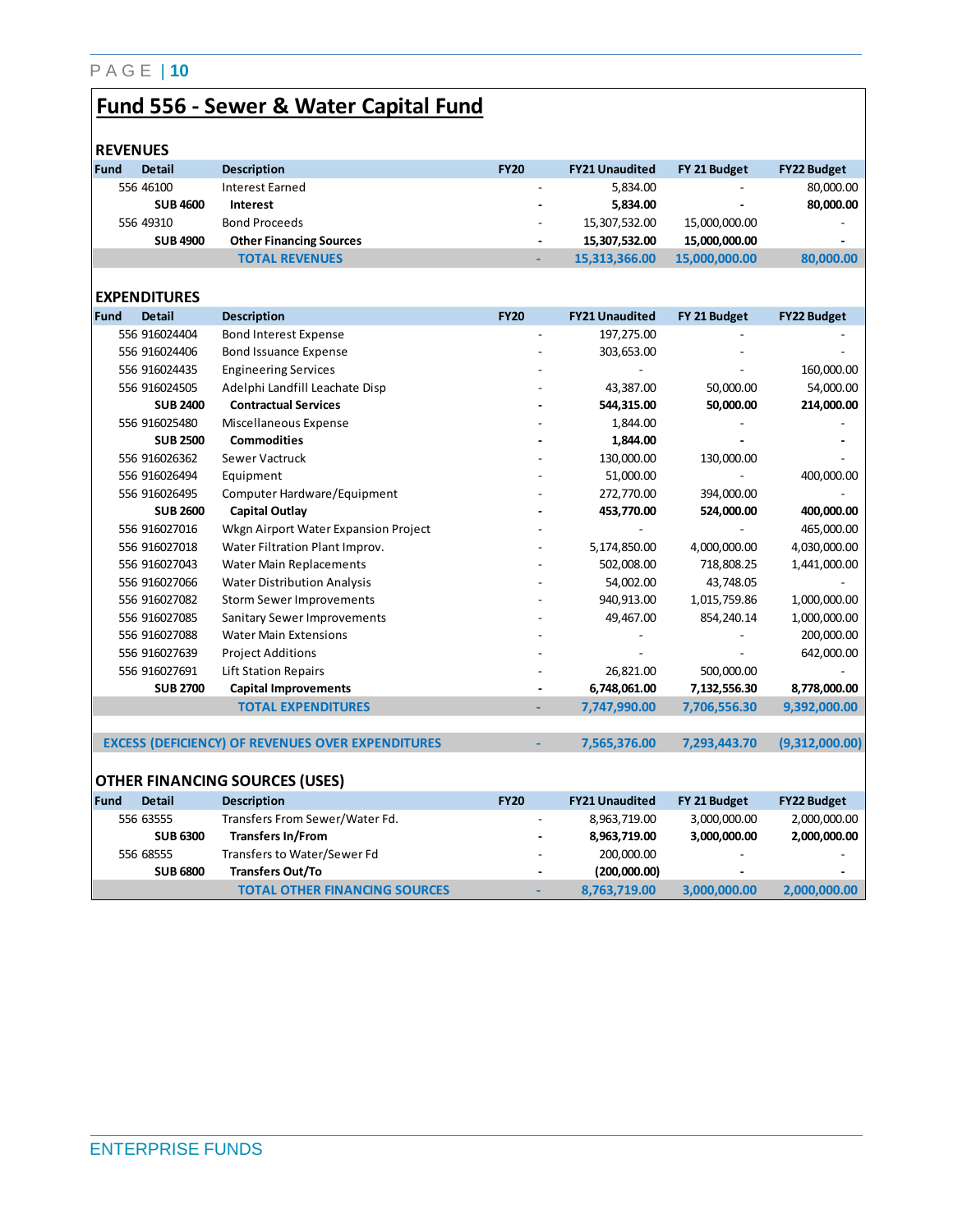# Fund 556 - Sewer & Water Capital Fund

## REVENUES

| Fund | Detail | Description | FY20 | FY21 Unaudited | FY 21 Budget | FY22 Budget |
|---|---|---|---|---|---|---|
| 556 | 46100 | Interest Earned | - | 5,834.00 | - | 80,000.00 |
| | **SUB 4600** | **Interest** | **-** | **5,834.00** | **-** | **80,000.00** |
| 556 | 49310 | Bond Proceeds | - | 15,307,532.00 | 15,000,000.00 | - |
| | **SUB 4900** | **Other Financing Sources** | **-** | **15,307,532.00** | **15,000,000.00** | **-** |
| | | **TOTAL REVENUES** | **-** | **15,313,366.00** | **15,000,000.00** | **80,000.00** |

## EXPENDITURES

| Fund | Detail | Description | FY20 | FY21 Unaudited | FY 21 Budget | FY22 Budget |
|---|---|---|---|---|---|---|
| 556 | 916024404 | Bond Interest Expense | - | 197,275.00 | - | - |
| 556 | 916024406 | Bond Issuance Expense | - | 303,653.00 | - | - |
| 556 | 916024435 | Engineering Services | - | - | - | 160,000.00 |
| 556 | 916024505 | Adelphi Landfill Leachate Disp | - | 43,387.00 | 50,000.00 | 54,000.00 |
| | **SUB 2400** | **Contractual Services** | **-** | **544,315.00** | **50,000.00** | **214,000.00** |
| 556 | 916025480 | Miscellaneous Expense | - | 1,844.00 | - | - |
| | **SUB 2500** | **Commodities** | **-** | **1,844.00** | **-** | **-** |
| 556 | 916026362 | Sewer Vactruck | - | 130,000.00 | 130,000.00 | - |
| 556 | 916026494 | Equipment | - | 51,000.00 | - | 400,000.00 |
| 556 | 916026495 | Computer Hardware/Equipment | - | 272,770.00 | 394,000.00 | - |
| | **SUB 2600** | **Capital Outlay** | **-** | **453,770.00** | **524,000.00** | **400,000.00** |
| 556 | 916027016 | Wkgn Airport Water Expansion Project | - | - | - | 465,000.00 |
| 556 | 916027018 | Water Filtration Plant Improv. | - | 5,174,850.00 | 4,000,000.00 | 4,030,000.00 |
| 556 | 916027043 | Water Main Replacements | - | 502,008.00 | 718,808.25 | 1,441,000.00 |
| 556 | 916027066 | Water Distribution Analysis | - | 54,002.00 | 43,748.05 | - |
| 556 | 916027082 | Storm Sewer Improvements | - | 940,913.00 | 1,015,759.86 | 1,000,000.00 |
| 556 | 916027085 | Sanitary Sewer Improvements | - | 49,467.00 | 854,240.14 | 1,000,000.00 |
| 556 | 916027088 | Water Main Extensions | - | - | - | 200,000.00 |
| 556 | 916027639 | Project Additions | - | - | - | 642,000.00 |
| 556 | 916027691 | Lift Station Repairs | - | 26,821.00 | 500,000.00 | - |
| | **SUB 2700** | **Capital Improvements** | **-** | **6,748,061.00** | **7,132,556.30** | **8,778,000.00** |
| | | **TOTAL EXPENDITURES** | **-** | **7,747,990.00** | **7,706,556.30** | **9,392,000.00** |
| | | **EXCESS (DEFICIENCY) OF REVENUES OVER EXPENDITURES** | **-** | **7,565,376.00** | **7,293,443.70** | **(9,312,000.00)** |

## OTHER FINANCING SOURCES (USES)

| Fund | Detail | Description | FY20 | FY21 Unaudited | FY 21 Budget | FY22 Budget |
|---|---|---|---|---|---|---|
| 556 | 63555 | Transfers From Sewer/Water Fd. | - | 8,963,719.00 | 3,000,000.00 | 2,000,000.00 |
| | **SUB 6300** | **Transfers In/From** | **-** | **8,963,719.00** | **3,000,000.00** | **2,000,000.00** |
| 556 | 68555 | Transfers to Water/Sewer Fd | - | 200,000.00 | - | - |
| | **SUB 6800** | **Transfers Out/To** | **-** | **(200,000.00)** | **-** | **-** |
| | | **TOTAL OTHER FINANCING SOURCES** | **-** | **8,763,719.00** | **3,000,000.00** | **2,000,000.00** |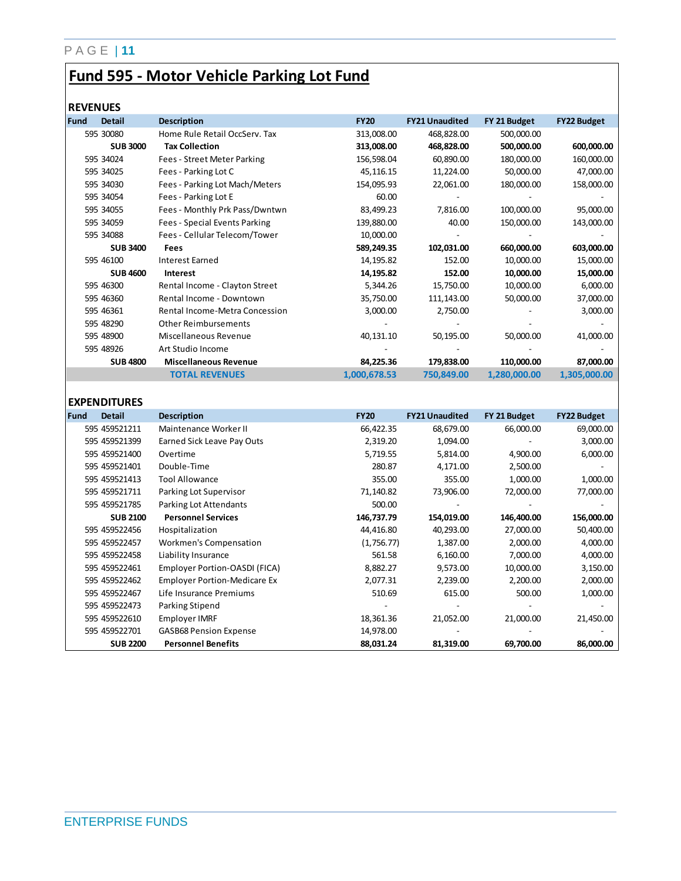# Fund 595 - Motor Vehicle Parking Lot Fund

## REVENUES

| Fund | Detail | Description | FY20 | FY21 Unaudited | FY 21 Budget | FY22 Budget |
|---|---|---|---|---|---|---|
| 595 | 30080 | Home Rule Retail OccServ. Tax | 313,008.00 | 468,828.00 | 500,000.00 | |
| | **SUB 3000** | **Tax Collection** | **313,008.00** | **468,828.00** | **500,000.00** | **600,000.00** |
| 595 | 34024 | Fees - Street Meter Parking | 156,598.04 | 60,890.00 | 180,000.00 | 160,000.00 |
| 595 | 34025 | Fees - Parking Lot C | 45,116.15 | 11,224.00 | 50,000.00 | 47,000.00 |
| 595 | 34030 | Fees - Parking Lot Mach/Meters | 154,095.93 | 22,061.00 | 180,000.00 | 158,000.00 |
| 595 | 34054 | Fees - Parking Lot E | 60.00 | - | - | - |
| 595 | 34055 | Fees - Monthly Prk Pass/Dwntwn | 83,499.23 | 7,816.00 | 100,000.00 | 95,000.00 |
| 595 | 34059 | Fees - Special Events Parking | 139,880.00 | 40.00 | 150,000.00 | 143,000.00 |
| 595 | 34088 | Fees - Cellular Telecom/Tower | 10,000.00 | - | - | - |
| | **SUB 3400** | **Fees** | **589,249.35** | **102,031.00** | **660,000.00** | **603,000.00** |
| 595 | 46100 | Interest Earned | 14,195.82 | 152.00 | 10,000.00 | 15,000.00 |
| | **SUB 4600** | **Interest** | **14,195.82** | **152.00** | **10,000.00** | **15,000.00** |
| 595 | 46300 | Rental Income - Clayton Street | 5,344.26 | 15,750.00 | 10,000.00 | 6,000.00 |
| 595 | 46360 | Rental Income - Downtown | 35,750.00 | 111,143.00 | 50,000.00 | 37,000.00 |
| 595 | 46361 | Rental Income-Metra Concession | 3,000.00 | 2,750.00 | - | 3,000.00 |
| 595 | 48290 | Other Reimbursements | - | - | - | - |
| 595 | 48900 | Miscellaneous Revenue | 40,131.10 | 50,195.00 | 50,000.00 | 41,000.00 |
| 595 | 48926 | Art Studio Income | - | - | - | - |
| | **SUB 4800** | **Miscellaneous Revenue** | **84,225.36** | **179,838.00** | **110,000.00** | **87,000.00** |
| | | **TOTAL REVENUES** | **1,000,678.53** | **750,849.00** | **1,280,000.00** | **1,305,000.00** |

## EXPENDITURES

| Fund | Detail | Description | FY20 | FY21 Unaudited | FY 21 Budget | FY22 Budget |
|---|---|---|---|---|---|---|
| 595 | 459521211 | Maintenance Worker II | 66,422.35 | 68,679.00 | 66,000.00 | 69,000.00 |
| 595 | 459521399 | Earned Sick Leave Pay Outs | 2,319.20 | 1,094.00 | - | 3,000.00 |
| 595 | 459521400 | Overtime | 5,719.55 | 5,814.00 | 4,900.00 | 6,000.00 |
| 595 | 459521401 | Double-Time | 280.87 | 4,171.00 | 2,500.00 | - |
| 595 | 459521413 | Tool Allowance | 355.00 | 355.00 | 1,000.00 | 1,000.00 |
| 595 | 459521711 | Parking Lot Supervisor | 71,140.82 | 73,906.00 | 72,000.00 | 77,000.00 |
| 595 | 459521785 | Parking Lot Attendants | 500.00 | - | - | - |
| | **SUB 2100** | **Personnel Services** | **146,737.79** | **154,019.00** | **146,400.00** | **156,000.00** |
| 595 | 459522456 | Hospitalization | 44,416.80 | 40,293.00 | 27,000.00 | 50,400.00 |
| 595 | 459522457 | Workmen's Compensation | (1,756.77) | 1,387.00 | 2,000.00 | 4,000.00 |
| 595 | 459522458 | Liability Insurance | 561.58 | 6,160.00 | 7,000.00 | 4,000.00 |
| 595 | 459522461 | Employer Portion-OASDI (FICA) | 8,882.27 | 9,573.00 | 10,000.00 | 3,150.00 |
| 595 | 459522462 | Employer Portion-Medicare Ex | 2,077.31 | 2,239.00 | 2,200.00 | 2,000.00 |
| 595 | 459522467 | Life Insurance Premiums | 510.69 | 615.00 | 500.00 | 1,000.00 |
| 595 | 459522473 | Parking Stipend | - | - | - | - |
| 595 | 459522610 | Employer IMRF | 18,361.36 | 21,052.00 | 21,000.00 | 21,450.00 |
| 595 | 459522701 | GASB68 Pension Expense | 14,978.00 | - | - | - |
| | **SUB 2200** | **Personnel Benefits** | **88,031.24** | **81,319.00** | **69,700.00** | **86,000.00** |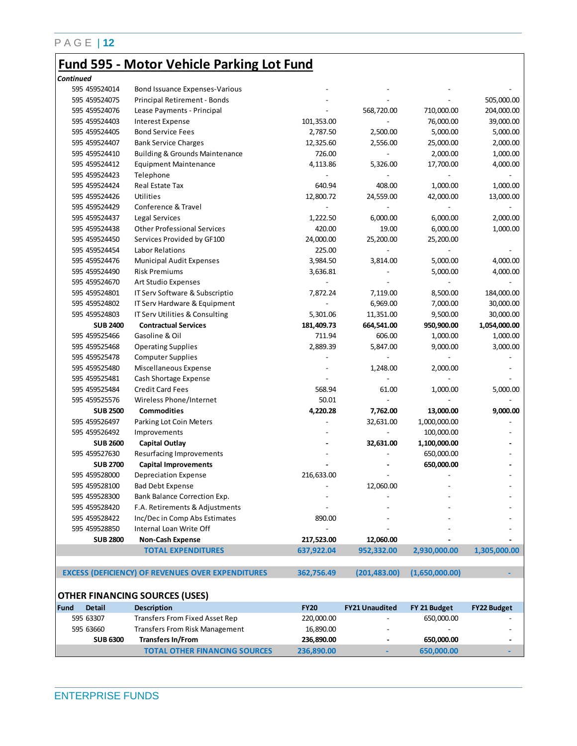# Fund 595 - Motor Vehicle Parking Lot Fund

*Continued*

| | | | | | | |
|---|---|---|---|---|---|---|
| 595 | 459524014 | Bond Issuance Expenses-Various | - | - | - | - |
| 595 | 459524075 | Principal Retirement - Bonds | - | - | - | 505,000.00 |
| 595 | 459524076 | Lease Payments - Principal | - | 568,720.00 | 710,000.00 | 204,000.00 |
| 595 | 459524403 | Interest Expense | 101,353.00 | - | 76,000.00 | 39,000.00 |
| 595 | 459524405 | Bond Service Fees | 2,787.50 | 2,500.00 | 5,000.00 | 5,000.00 |
| 595 | 459524407 | Bank Service Charges | 12,325.60 | 2,556.00 | 25,000.00 | 2,000.00 |
| 595 | 459524410 | Building & Grounds Maintenance | 726.00 | - | 2,000.00 | 1,000.00 |
| 595 | 459524412 | Equipment Maintenance | 4,113.86 | 5,326.00 | 17,700.00 | 4,000.00 |
| 595 | 459524423 | Telephone | - | - | - | - |
| 595 | 459524424 | Real Estate Tax | 640.94 | 408.00 | 1,000.00 | 1,000.00 |
| 595 | 459524426 | Utilities | 12,800.72 | 24,559.00 | 42,000.00 | 13,000.00 |
| 595 | 459524429 | Conference & Travel | - | - | - | - |
| 595 | 459524437 | Legal Services | 1,222.50 | 6,000.00 | 6,000.00 | 2,000.00 |
| 595 | 459524438 | Other Professional Services | 420.00 | 19.00 | 6,000.00 | 1,000.00 |
| 595 | 459524450 | Services Provided by GF100 | 24,000.00 | 25,200.00 | 25,200.00 | |
| 595 | 459524454 | Labor Relations | 225.00 | - | - | - |
| 595 | 459524476 | Municipal Audit Expenses | 3,984.50 | 3,814.00 | 5,000.00 | 4,000.00 |
| 595 | 459524490 | Risk Premiums | 3,636.81 | - | 5,000.00 | 4,000.00 |
| 595 | 459524670 | Art Studio Expenses | - | - | - | - |
| 595 | 459524801 | IT Serv Software & Subscriptio | 7,872.24 | 7,119.00 | 8,500.00 | 184,000.00 |
| 595 | 459524802 | IT Serv Hardware & Equipment | - | 6,969.00 | 7,000.00 | 30,000.00 |
| 595 | 459524803 | IT Serv Utilities & Consulting | 5,301.06 | 11,351.00 | 9,500.00 | 30,000.00 |
| | **SUB 2400** | **Contractual Services** | **181,409.73** | **664,541.00** | **950,900.00** | **1,054,000.00** |
| 595 | 459525466 | Gasoline & Oil | 711.94 | 606.00 | 1,000.00 | 1,000.00 |
| 595 | 459525468 | Operating Supplies | 2,889.39 | 5,847.00 | 9,000.00 | 3,000.00 |
| 595 | 459525478 | Computer Supplies | - | - | - | - |
| 595 | 459525480 | Miscellaneous Expense | - | 1,248.00 | 2,000.00 | - |
| 595 | 459525481 | Cash Shortage Expense | - | - | - | - |
| 595 | 459525484 | Credit Card Fees | 568.94 | 61.00 | 1,000.00 | 5,000.00 |
| 595 | 459525576 | Wireless Phone/Internet | 50.01 | - | - | - |
| | **SUB 2500** | **Commodities** | **4,220.28** | **7,762.00** | **13,000.00** | **9,000.00** |
| 595 | 459526497 | Parking Lot Coin Meters | - | 32,631.00 | 1,000,000.00 | - |
| 595 | 459526492 | Improvements | - | - | 100,000.00 | - |
| | **SUB 2600** | **Capital Outlay** | **-** | **32,631.00** | **1,100,000.00** | **-** |
| 595 | 459527630 | Resurfacing Improvements | - | - | 650,000.00 | - |
| | **SUB 2700** | **Capital Improvements** | **-** | **-** | **650,000.00** | **-** |
| 595 | 459528000 | Depreciation Expense | 216,633.00 | - | - | - |
| 595 | 459528100 | Bad Debt Expense | - | 12,060.00 | - | - |
| 595 | 459528300 | Bank Balance Correction Exp. | - | - | - | - |
| 595 | 459528420 | F.A. Retirements & Adjustments | - | - | - | - |
| 595 | 459528422 | Inc/Dec in Comp Abs Estimates | 890.00 | - | - | - |
| 595 | 459528850 | Internal Loan Write Off | - | - | - | - |
| | **SUB 2800** | **Non-Cash Expense** | **217,523.00** | **12,060.00** | **-** | **-** |
| | | **TOTAL EXPENDITURES** | **637,922.04** | **952,332.00** | **2,930,000.00** | **1,305,000.00** |
| | | **EXCESS (DEFICIENCY) OF REVENUES OVER EXPENDITURES** | **362,756.49** | **(201,483.00)** | **(1,650,000.00)** | **-** |

## OTHER FINANCING SOURCES (USES)

| Fund | Detail | Description | FY20 | FY21 Unaudited | FY 21 Budget | FY22 Budget |
|---|---|---|---|---|---|---|
| 595 | 63307 | Transfers From Fixed Asset Rep | 220,000.00 | - | 650,000.00 | - |
| 595 | 63660 | Transfers From Risk Management | 16,890.00 | - | - | - |
| | **SUB 6300** | **Transfers In/From** | **236,890.00** | **-** | **650,000.00** | **-** |
| | | **TOTAL OTHER FINANCING SOURCES** | **236,890.00** | **-** | **650,000.00** | **-** |